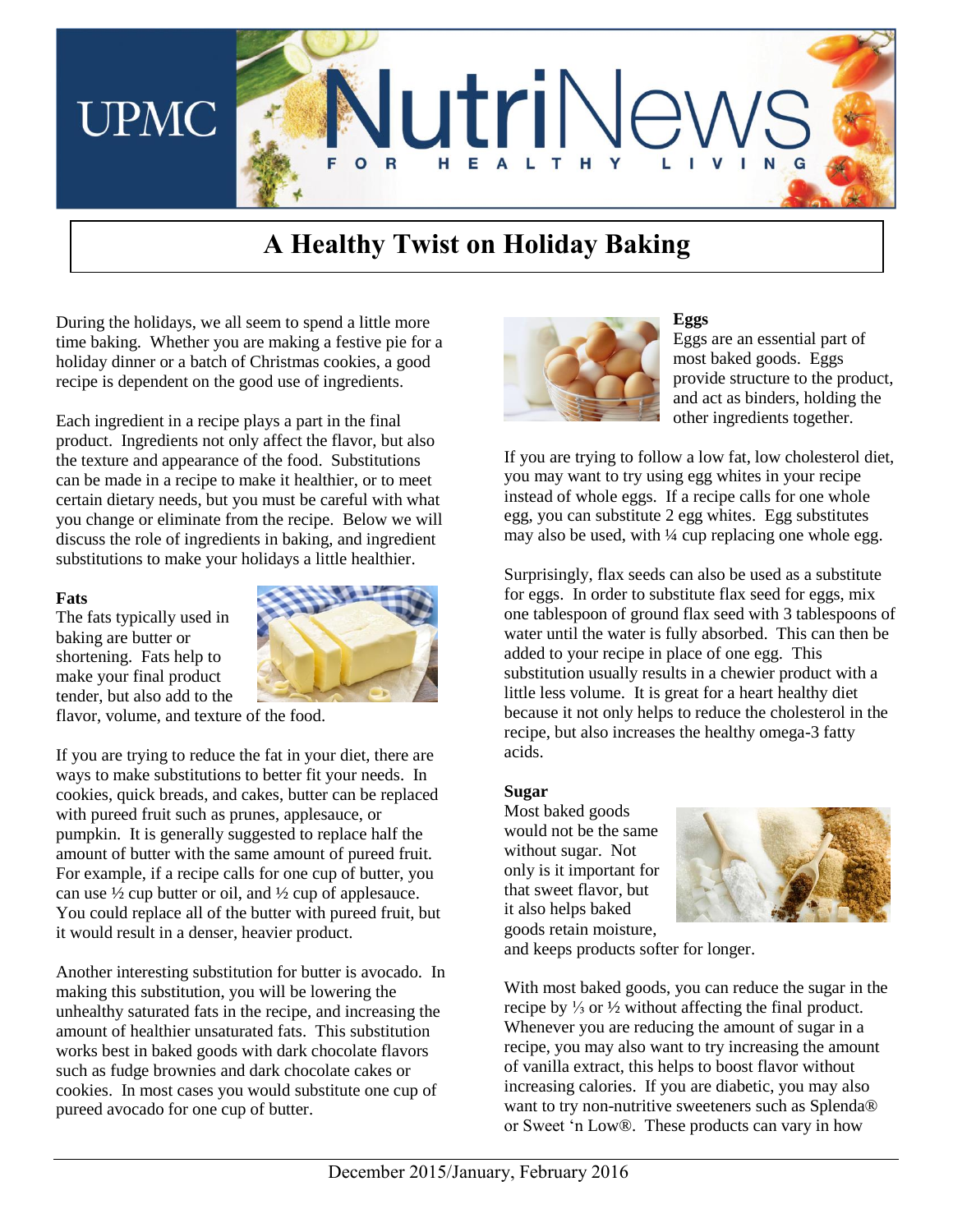# UPMC NutriNews

FOR HEALTHY LIVING

## A Healthy Twist on Holiday Baking

During the holidays, we all seem to spend a little more time baking. Whether you are making a festive pie for a holiday dinner or a batch of Christmas cookies, a good recipe is dependent on the good use of ingredients.

Each ingredient in a recipe plays a part in the final product. Ingredients not only affect the flavor, but also the texture and appearance of the food. Substitutions can be made in a recipe to make it healthier, or to meet certain dietary needs, but you must be careful with what you change or eliminate from the recipe. Below we will discuss the role of ingredients in baking, and ingredient substitutions to make your holidays a little healthier.

**Fats**

The fats typically used in baking are butter or shortening. Fats help to make your final product tender, but also add to the flavor, volume, and texture of the food.

If you are trying to reduce the fat in your diet, there are ways to make substitutions to better fit your needs. In cookies, quick breads, and cakes, butter can be replaced with pureed fruit such as prunes, applesauce, or pumpkin. It is generally suggested to replace half the amount of butter with the same amount of pureed fruit. For example, if a recipe calls for one cup of butter, you can use ½ cup butter or oil, and ½ cup of applesauce. You could replace all of the butter with pureed fruit, but it would result in a denser, heavier product.

Another interesting substitution for butter is avocado. In making this substitution, you will be lowering the unhealthy saturated fats in the recipe, and increasing the amount of healthier unsaturated fats. This substitution works best in baked goods with dark chocolate flavors such as fudge brownies and dark chocolate cakes or cookies. In most cases you would substitute one cup of pureed avocado for one cup of butter.

**Eggs**

Eggs are an essential part of most baked goods. Eggs provide structure to the product, and act as binders, holding the other ingredients together.

If you are trying to follow a low fat, low cholesterol diet, you may want to try using egg whites in your recipe instead of whole eggs. If a recipe calls for one whole egg, you can substitute 2 egg whites. Egg substitutes may also be used, with ¼ cup replacing one whole egg.

Surprisingly, flax seeds can also be used as a substitute for eggs. In order to substitute flax seed for eggs, mix one tablespoon of ground flax seed with 3 tablespoons of water until the water is fully absorbed. This can then be added to your recipe in place of one egg. This substitution usually results in a chewier product with a little less volume. It is great for a heart healthy diet because it not only helps to reduce the cholesterol in the recipe, but also increases the healthy omega-3 fatty acids.

**Sugar**

Most baked goods would not be the same without sugar. Not only is it important for that sweet flavor, but it also helps baked goods retain moisture, and keeps products softer for longer.

With most baked goods, you can reduce the sugar in the recipe by ⅓ or ½ without affecting the final product. Whenever you are reducing the amount of sugar in a recipe, you may also want to try increasing the amount of vanilla extract, this helps to boost flavor without increasing calories. If you are diabetic, you may also want to try non-nutritive sweeteners such as Splenda® or Sweet 'n Low®. These products can vary in how

December 2015/January, February 2016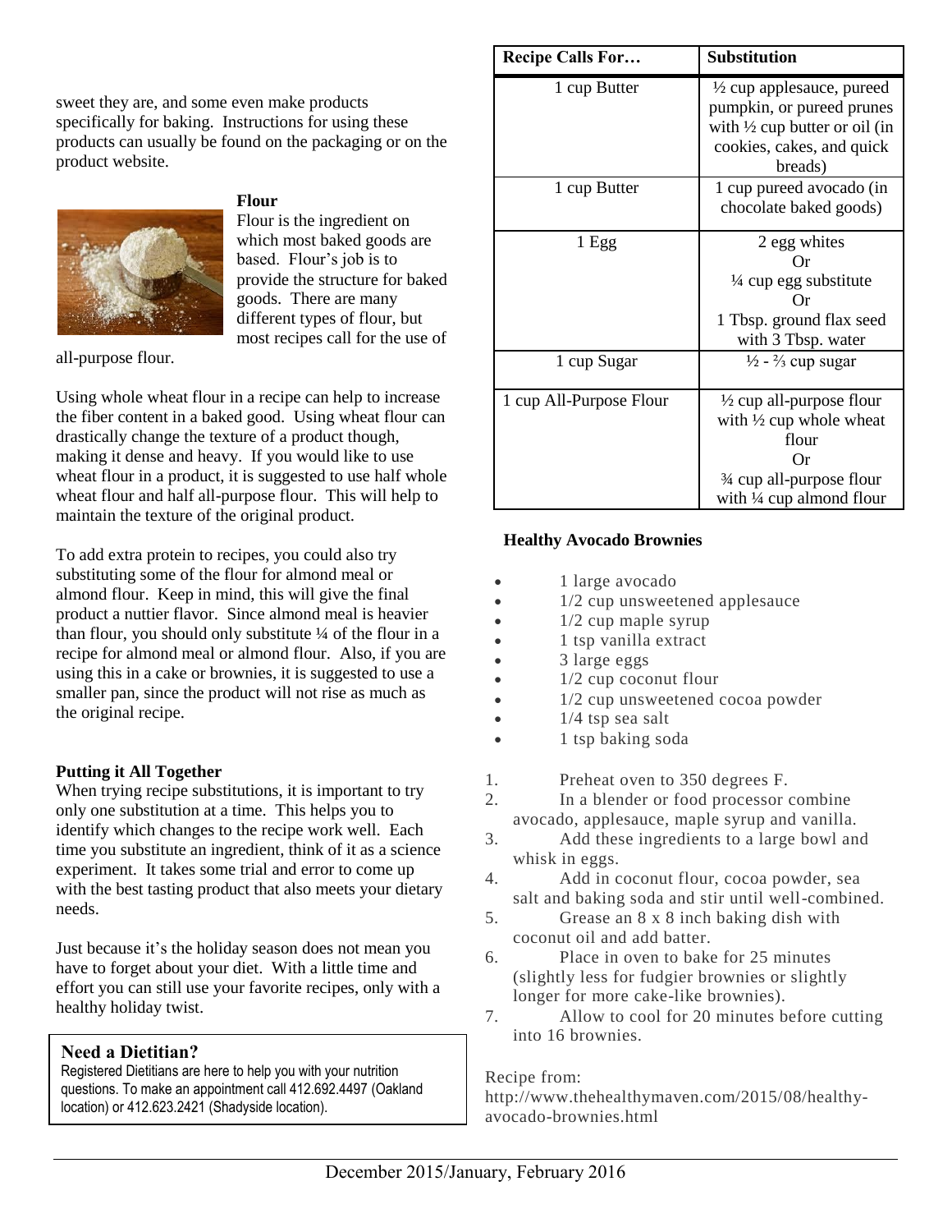sweet they are, and some even make products specifically for baking. Instructions for using these products can usually be found on the packaging or on the product website.

**Flour**

Flour is the ingredient on which most baked goods are based. Flour's job is to provide the structure for baked goods. There are many different types of flour, but most recipes call for the use of all-purpose flour.

Using whole wheat flour in a recipe can help to increase the fiber content in a baked good. Using wheat flour can drastically change the texture of a product though, making it dense and heavy. If you would like to use wheat flour in a product, it is suggested to use half whole wheat flour and half all-purpose flour. This will help to maintain the texture of the original product.

To add extra protein to recipes, you could also try substituting some of the flour for almond meal or almond flour. Keep in mind, this will give the final product a nuttier flavor. Since almond meal is heavier than flour, you should only substitute ¼ of the flour in a recipe for almond meal or almond flour. Also, if you are using this in a cake or brownies, it is suggested to use a smaller pan, since the product will not rise as much as the original recipe.

**Putting it All Together**

When trying recipe substitutions, it is important to try only one substitution at a time. This helps you to identify which changes to the recipe work well. Each time you substitute an ingredient, think of it as a science experiment. It takes some trial and error to come up with the best tasting product that also meets your dietary needs.

Just because it's the holiday season does not mean you have to forget about your diet. With a little time and effort you can still use your favorite recipes, only with a healthy holiday twist.

**Need a Dietitian?**

Registered Dietitians are here to help you with your nutrition questions. To make an appointment call 412.692.4497 (Oakland location) or 412.623.2421 (Shadyside location).

| Recipe Calls For… | Substitution |
|---|---|
| 1 cup Butter | ½ cup applesauce, pureed pumpkin, or pureed prunes with ½ cup butter or oil (in cookies, cakes, and quick breads) |
| 1 cup Butter | 1 cup pureed avocado (in chocolate baked goods) |
| 1 Egg | 2 egg whites Or ¼ cup egg substitute Or 1 Tbsp. ground flax seed with 3 Tbsp. water |
| 1 cup Sugar | ½ - ⅔ cup sugar |
| 1 cup All-Purpose Flour | ½ cup all-purpose flour with ½ cup whole wheat flour Or ¾ cup all-purpose flour with ¼ cup almond flour |

**Healthy Avocado Brownies**

- 1 large avocado
- 1/2 cup unsweetened applesauce
- 1/2 cup maple syrup
- 1 tsp vanilla extract
- 3 large eggs
- 1/2 cup coconut flour
- 1/2 cup unsweetened cocoa powder
- 1/4 tsp sea salt
- 1 tsp baking soda

1. Preheat oven to 350 degrees F.
2. In a blender or food processor combine avocado, applesauce, maple syrup and vanilla.
3. Add these ingredients to a large bowl and whisk in eggs.
4. Add in coconut flour, cocoa powder, sea salt and baking soda and stir until well-combined.
5. Grease an 8 x 8 inch baking dish with coconut oil and add batter.
6. Place in oven to bake for 25 minutes (slightly less for fudgier brownies or slightly longer for more cake-like brownies).
7. Allow to cool for 20 minutes before cutting into 16 brownies.

Recipe from:
http://www.thehealthymaven.com/2015/08/healthy-avocado-brownies.html